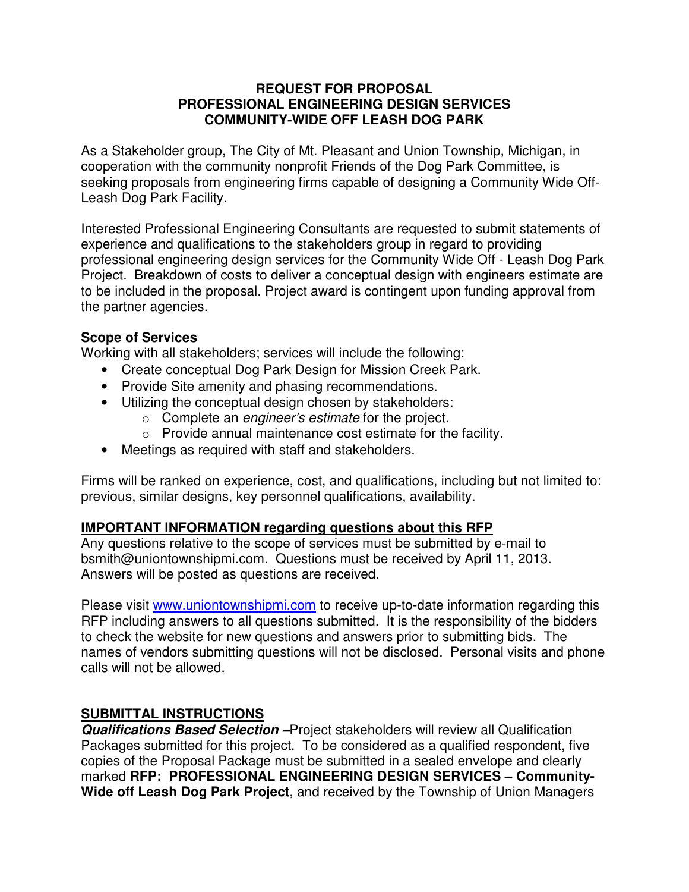# REQUEST FOR PROPOSAL
# PROFESSIONAL ENGINEERING DESIGN SERVICES
# COMMUNITY-WIDE OFF LEASH DOG PARK

As a Stakeholder group, The City of Mt. Pleasant and Union Township, Michigan, in cooperation with the community nonprofit Friends of the Dog Park Committee, is seeking proposals from engineering firms capable of designing a Community Wide Off-Leash Dog Park Facility.

Interested Professional Engineering Consultants are requested to submit statements of experience and qualifications to the stakeholders group in regard to providing professional engineering design services for the Community Wide Off - Leash Dog Park Project. Breakdown of costs to deliver a conceptual design with engineers estimate are to be included in the proposal. Project award is contingent upon funding approval from the partner agencies.

**Scope of Services**

Working with all stakeholders; services will include the following:

- Create conceptual Dog Park Design for Mission Creek Park.
- Provide Site amenity and phasing recommendations.
- Utilizing the conceptual design chosen by stakeholders:
  - Complete an *engineer's estimate* for the project.
  - Provide annual maintenance cost estimate for the facility.
- Meetings as required with staff and stakeholders.

Firms will be ranked on experience, cost, and qualifications, including but not limited to: previous, similar designs, key personnel qualifications, availability.

**<u>IMPORTANT INFORMATION regarding questions about this RFP</u>**

Any questions relative to the scope of services must be submitted by e-mail to bsmith@uniontownshipmi.com. Questions must be received by April 11, 2013. Answers will be posted as questions are received.

Please visit www.uniontownshipmi.com to receive up-to-date information regarding this RFP including answers to all questions submitted. It is the responsibility of the bidders to check the website for new questions and answers prior to submitting bids. The names of vendors submitting questions will not be disclosed. Personal visits and phone calls will not be allowed.

**<u>SUBMITTAL INSTRUCTIONS</u>**

***Qualifications Based Selection*** **–**Project stakeholders will review all Qualification Packages submitted for this project. To be considered as a qualified respondent, five copies of the Proposal Package must be submitted in a sealed envelope and clearly marked **RFP: PROFESSIONAL ENGINEERING DESIGN SERVICES – Community-Wide off Leash Dog Park Project**, and received by the Township of Union Managers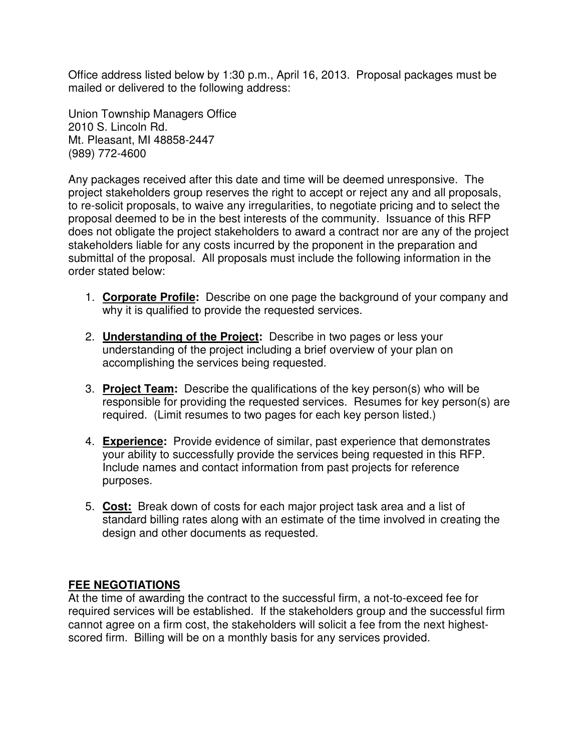Office address listed below by 1:30 p.m., April 16, 2013. Proposal packages must be mailed or delivered to the following address:

Union Township Managers Office
2010 S. Lincoln Rd.
Mt. Pleasant, MI 48858-2447
(989) 772-4600

Any packages received after this date and time will be deemed unresponsive. The project stakeholders group reserves the right to accept or reject any and all proposals, to re-solicit proposals, to waive any irregularities, to negotiate pricing and to select the proposal deemed to be in the best interests of the community. Issuance of this RFP does not obligate the project stakeholders to award a contract nor are any of the project stakeholders liable for any costs incurred by the proponent in the preparation and submittal of the proposal. All proposals must include the following information in the order stated below:

1. **Corporate Profile:** Describe on one page the background of your company and why it is qualified to provide the requested services.

2. **Understanding of the Project:** Describe in two pages or less your understanding of the project including a brief overview of your plan on accomplishing the services being requested.

3. **Project Team:** Describe the qualifications of the key person(s) who will be responsible for providing the requested services. Resumes for key person(s) are required. (Limit resumes to two pages for each key person listed.)

4. **Experience:** Provide evidence of similar, past experience that demonstrates your ability to successfully provide the services being requested in this RFP. Include names and contact information from past projects for reference purposes.

5. **Cost:** Break down of costs for each major project task area and a list of standard billing rates along with an estimate of the time involved in creating the design and other documents as requested.

## FEE NEGOTIATIONS

At the time of awarding the contract to the successful firm, a not-to-exceed fee for required services will be established. If the stakeholders group and the successful firm cannot agree on a firm cost, the stakeholders will solicit a fee from the next highest-scored firm. Billing will be on a monthly basis for any services provided.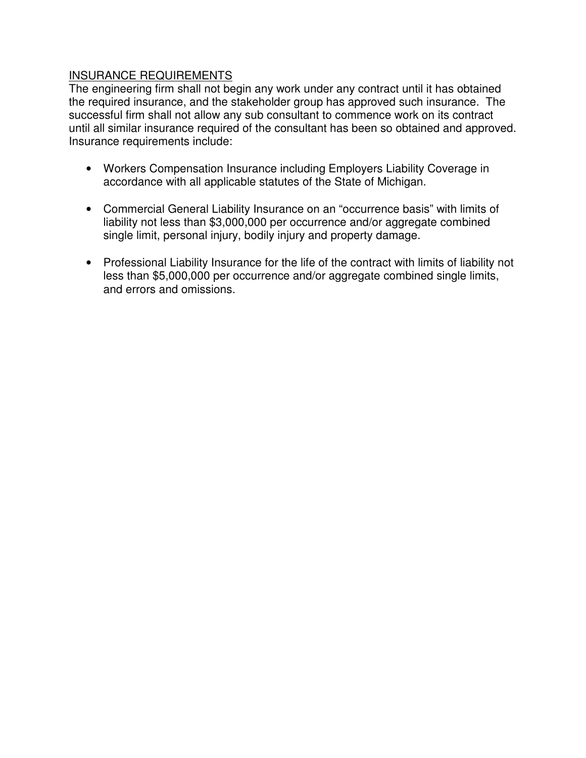## INSURANCE REQUIREMENTS

The engineering firm shall not begin any work under any contract until it has obtained the required insurance, and the stakeholder group has approved such insurance. The successful firm shall not allow any sub consultant to commence work on its contract until all similar insurance required of the consultant has been so obtained and approved. Insurance requirements include:

- Workers Compensation Insurance including Employers Liability Coverage in accordance with all applicable statutes of the State of Michigan.
- Commercial General Liability Insurance on an “occurrence basis” with limits of liability not less than $3,000,000 per occurrence and/or aggregate combined single limit, personal injury, bodily injury and property damage.
- Professional Liability Insurance for the life of the contract with limits of liability not less than $5,000,000 per occurrence and/or aggregate combined single limits, and errors and omissions.